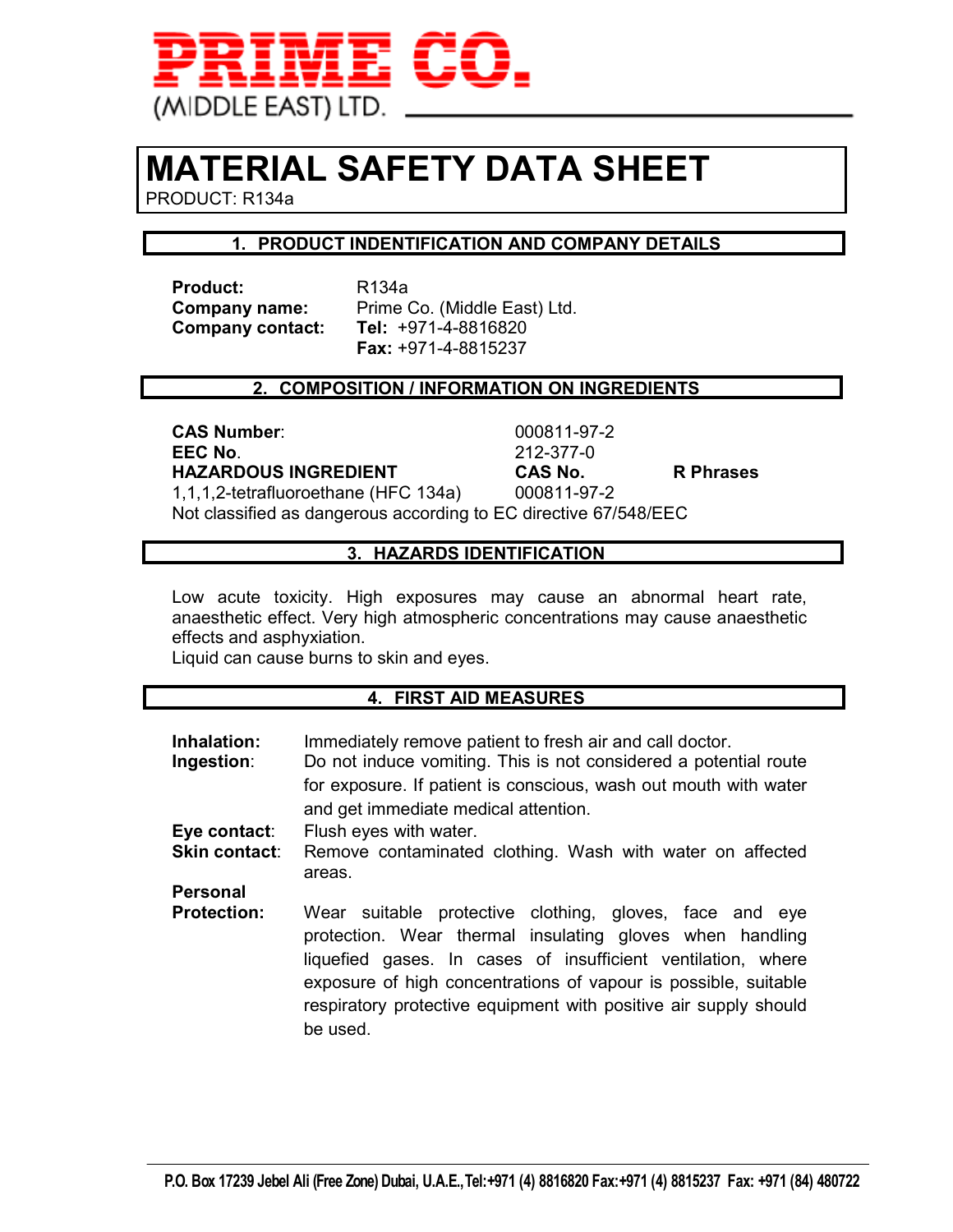**PRIME CO.**
(MIDDLE EAST) LTD.

# MATERIAL SAFETY DATA SHEET

PRODUCT: R134a

## 1. PRODUCT INDENTIFICATION AND COMPANY DETAILS

**Product:** R134a
**Company name:** Prime Co. (Middle East) Ltd.
**Company contact:** **Tel:** +971-4-8816820
**Fax:** +971-4-8815237

## 2. COMPOSITION / INFORMATION ON INGREDIENTS

**CAS Number**: 000811-97-2
**EEC No**. 212-377-0

| **HAZARDOUS INGREDIENT** | **CAS No.** | **R Phrases** |
|---|---|---|
| 1,1,1,2-tetrafluoroethane (HFC 134a) | 000811-97-2 | |

Not classified as dangerous according to EC directive 67/548/EEC

## 3. HAZARDS IDENTIFICATION

Low acute toxicity. High exposures may cause an abnormal heart rate, anaesthetic effect. Very high atmospheric concentrations may cause anaesthetic effects and asphyxiation.
Liquid can cause burns to skin and eyes.

## 4. FIRST AID MEASURES

**Inhalation:** Immediately remove patient to fresh air and call doctor.

**Ingestion**: Do not induce vomiting. This is not considered a potential route for exposure. If patient is conscious, wash out mouth with water and get immediate medical attention.

**Eye contact**: Flush eyes with water.

**Skin contact**: Remove contaminated clothing. Wash with water on affected areas.

**Personal Protection:** Wear suitable protective clothing, gloves, face and eye protection. Wear thermal insulating gloves when handling liquefied gases. In cases of insufficient ventilation, where exposure of high concentrations of vapour is possible, suitable respiratory protective equipment with positive air supply should be used.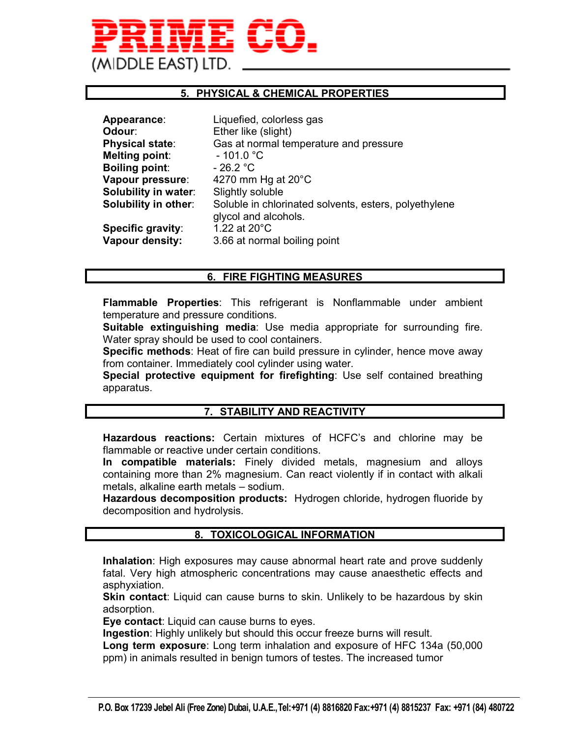## 5. PHYSICAL & CHEMICAL PROPERTIES

**Appearance**: Liquefied, colorless gas
**Odour**: Ether like (slight)
**Physical state**: Gas at normal temperature and pressure
**Melting point**: - 101.0 °C
**Boiling point**: - 26.2 °C
**Vapour pressure**: 4270 mm Hg at 20°C
**Solubility in water**: Slightly soluble
**Solubility in other**: Soluble in chlorinated solvents, esters, polyethylene glycol and alcohols.
**Specific gravity**: 1.22 at 20°C
**Vapour density:** 3.66 at normal boiling point

## 6. FIRE FIGHTING MEASURES

**Flammable Properties**: This refrigerant is Nonflammable under ambient temperature and pressure conditions.
**Suitable extinguishing media**: Use media appropriate for surrounding fire. Water spray should be used to cool containers.
**Specific methods**: Heat of fire can build pressure in cylinder, hence move away from container. Immediately cool cylinder using water.
**Special protective equipment for firefighting**: Use self contained breathing apparatus.

## 7. STABILITY AND REACTIVITY

**Hazardous reactions:** Certain mixtures of HCFC's and chlorine may be flammable or reactive under certain conditions.
**In compatible materials:** Finely divided metals, magnesium and alloys containing more than 2% magnesium. Can react violently if in contact with alkali metals, alkaline earth metals – sodium.
**Hazardous decomposition products:** Hydrogen chloride, hydrogen fluoride by decomposition and hydrolysis.

## 8. TOXICOLOGICAL INFORMATION

**Inhalation**: High exposures may cause abnormal heart rate and prove suddenly fatal. Very high atmospheric concentrations may cause anaesthetic effects and asphyxiation.
**Skin contact**: Liquid can cause burns to skin. Unlikely to be hazardous by skin adsorption.
**Eye contact**: Liquid can cause burns to eyes.
**Ingestion**: Highly unlikely but should this occur freeze burns will result.
**Long term exposure**: Long term inhalation and exposure of HFC 134a (50,000 ppm) in animals resulted in benign tumors of testes. The increased tumor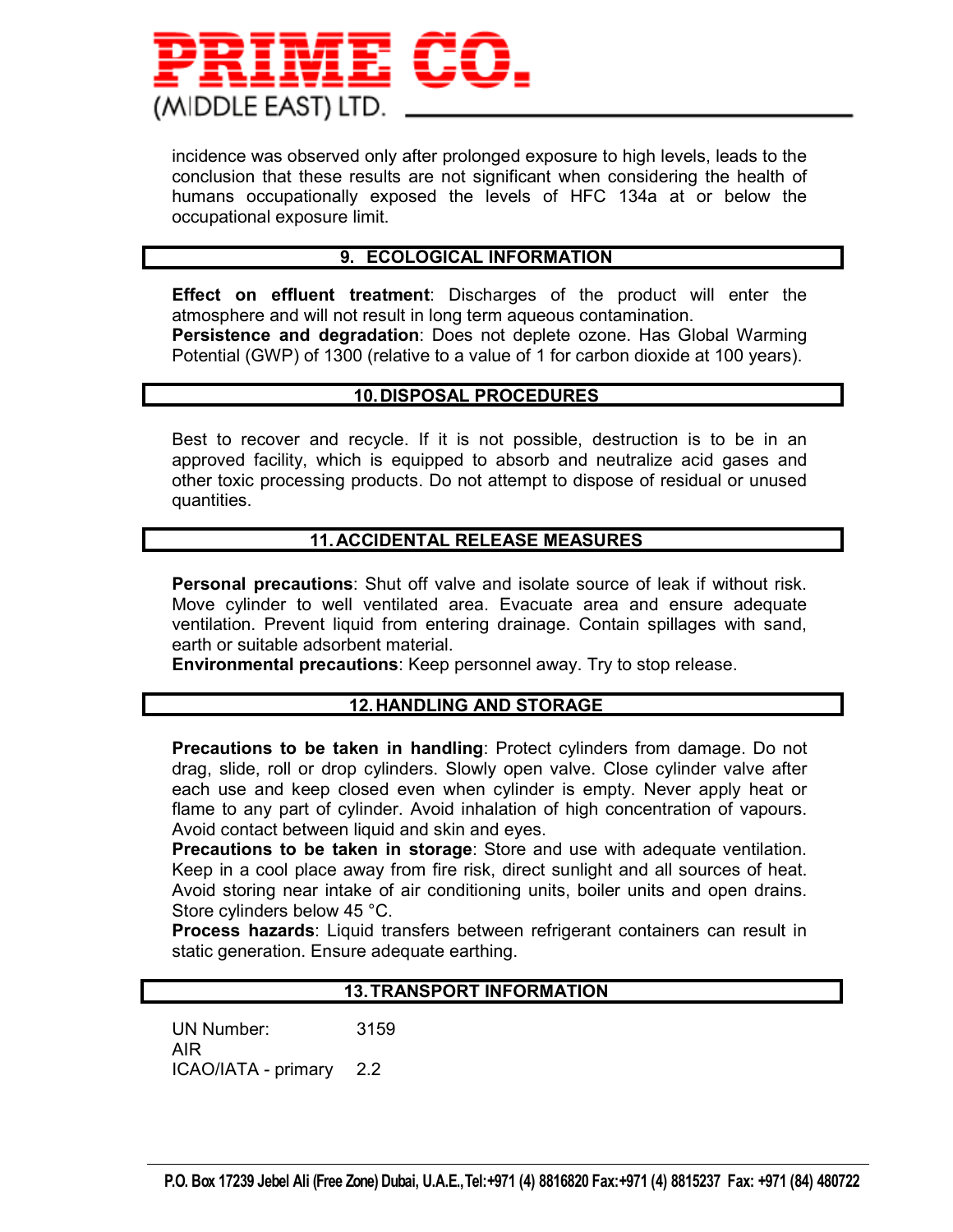incidence was observed only after prolonged exposure to high levels, leads to the conclusion that these results are not significant when considering the health of humans occupationally exposed the levels of HFC 134a at or below the occupational exposure limit.

## 9. ECOLOGICAL INFORMATION

**Effect on effluent treatment**: Discharges of the product will enter the atmosphere and will not result in long term aqueous contamination.
**Persistence and degradation**: Does not deplete ozone. Has Global Warming Potential (GWP) of 1300 (relative to a value of 1 for carbon dioxide at 100 years).

## 10. DISPOSAL PROCEDURES

Best to recover and recycle. If it is not possible, destruction is to be in an approved facility, which is equipped to absorb and neutralize acid gases and other toxic processing products. Do not attempt to dispose of residual or unused quantities.

## 11. ACCIDENTAL RELEASE MEASURES

**Personal precautions**: Shut off valve and isolate source of leak if without risk. Move cylinder to well ventilated area. Evacuate area and ensure adequate ventilation. Prevent liquid from entering drainage. Contain spillages with sand, earth or suitable adsorbent material.
**Environmental precautions**: Keep personnel away. Try to stop release.

## 12. HANDLING AND STORAGE

**Precautions to be taken in handling**: Protect cylinders from damage. Do not drag, slide, roll or drop cylinders. Slowly open valve. Close cylinder valve after each use and keep closed even when cylinder is empty. Never apply heat or flame to any part of cylinder. Avoid inhalation of high concentration of vapours. Avoid contact between liquid and skin and eyes.
**Precautions to be taken in storage**: Store and use with adequate ventilation. Keep in a cool place away from fire risk, direct sunlight and all sources of heat. Avoid storing near intake of air conditioning units, boiler units and open drains. Store cylinders below 45 °C.
**Process hazards**: Liquid transfers between refrigerant containers can result in static generation. Ensure adequate earthing.

## 13. TRANSPORT INFORMATION

UN Number: 3159
AIR
ICAO/IATA - primary 2.2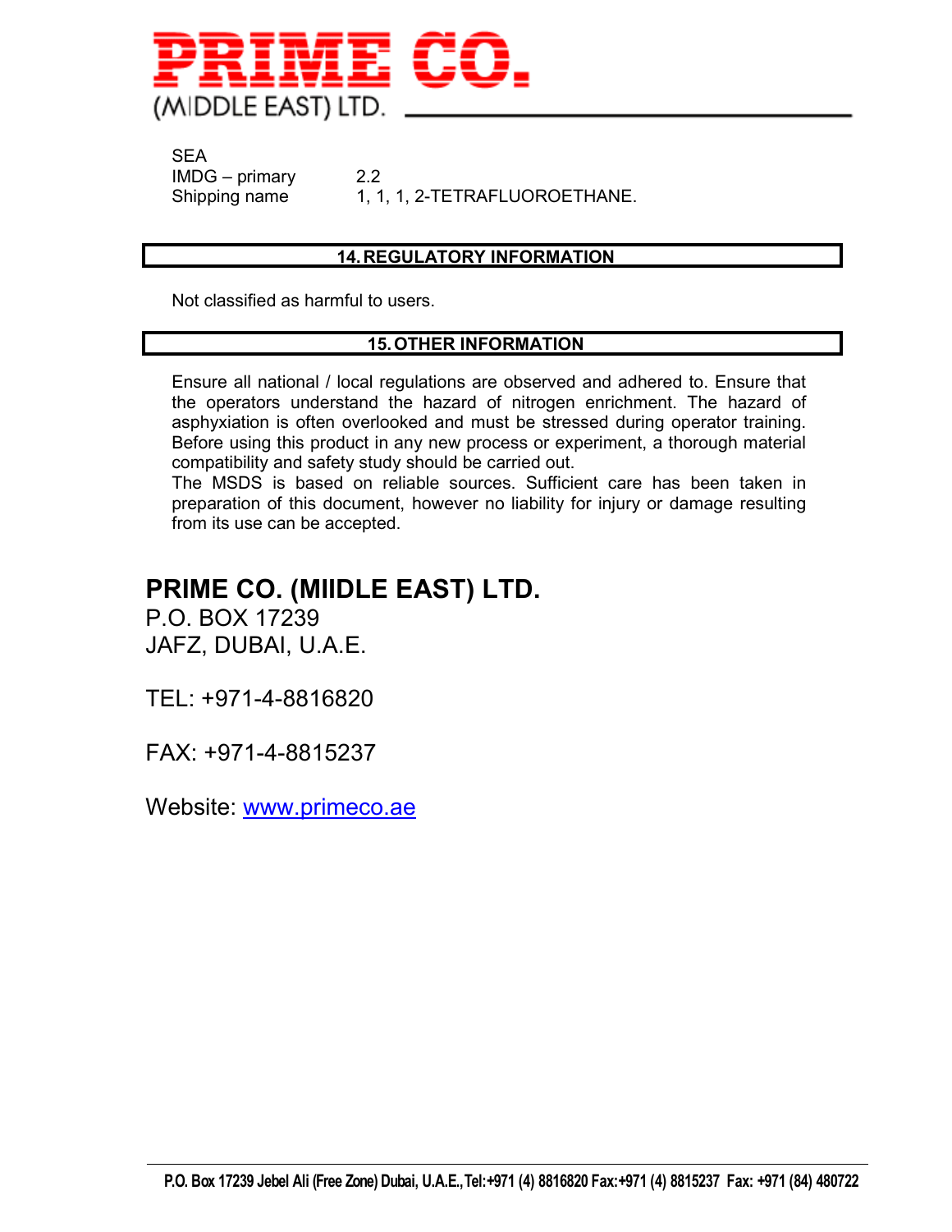SEA

| | |
|---|---|
| IMDG – primary | 2.2 |
| Shipping name | 1, 1, 1, 2-TETRAFLUOROETHANE. |

## 14. REGULATORY INFORMATION

Not classified as harmful to users.

## 15. OTHER INFORMATION

Ensure all national / local regulations are observed and adhered to. Ensure that the operators understand the hazard of nitrogen enrichment. The hazard of asphyxiation is often overlooked and must be stressed during operator training. Before using this product in any new process or experiment, a thorough material compatibility and safety study should be carried out.
The MSDS is based on reliable sources. Sufficient care has been taken in preparation of this document, however no liability for injury or damage resulting from its use can be accepted.

**PRIME CO. (MIIDLE EAST) LTD.**
P.O. BOX 17239
JAFZ, DUBAI, U.A.E.

TEL: +971-4-8816820

FAX: +971-4-8815237

Website: www.primeco.ae